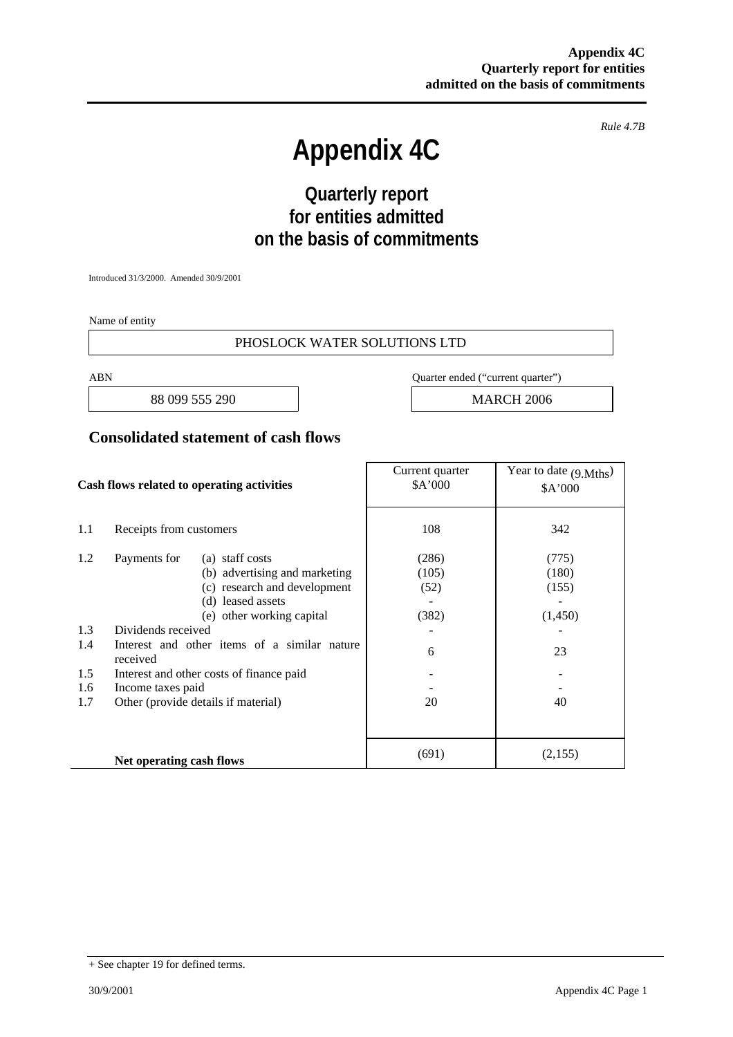*Rule 4.7B*

# Appendix 4C

## Quarterly report for entities admitted on the basis of commitments

Introduced 31/3/2000. Amended 30/9/2001

Name of entity

PHOSLOCK WATER SOLUTIONS LTD

| ABN | Quarter ended ("current quarter") |
|---|---|
| 88 099 555 290 | MARCH 2006 |

## Consolidated statement of cash flows

| | Cash flows related to operating activities | | Current quarter $A'000 | Year to date (9.Mths) $A'000 |
|---|---|---|---|---|
| 1.1 | Receipts from customers | | 108 | 342 |
| 1.2 | Payments for | (a) staff costs | (286) | (775) |
| | | (b) advertising and marketing | (105) | (180) |
| | | (c) research and development | (52) | (155) |
| | | (d) leased assets | - | - |
| | | (e) other working capital | (382) | (1,450) |
| 1.3 | Dividends received | | - | - |
| 1.4 | Interest and other items of a similar nature received | | 6 | 23 |
| 1.5 | Interest and other costs of finance paid | | - | - |
| 1.6 | Income taxes paid | | - | - |
| 1.7 | Other (provide details if material) | | 20 | 40 |
| | **Net operating cash flows** | | (691) | (2,155) |

+ See chapter 19 for defined terms.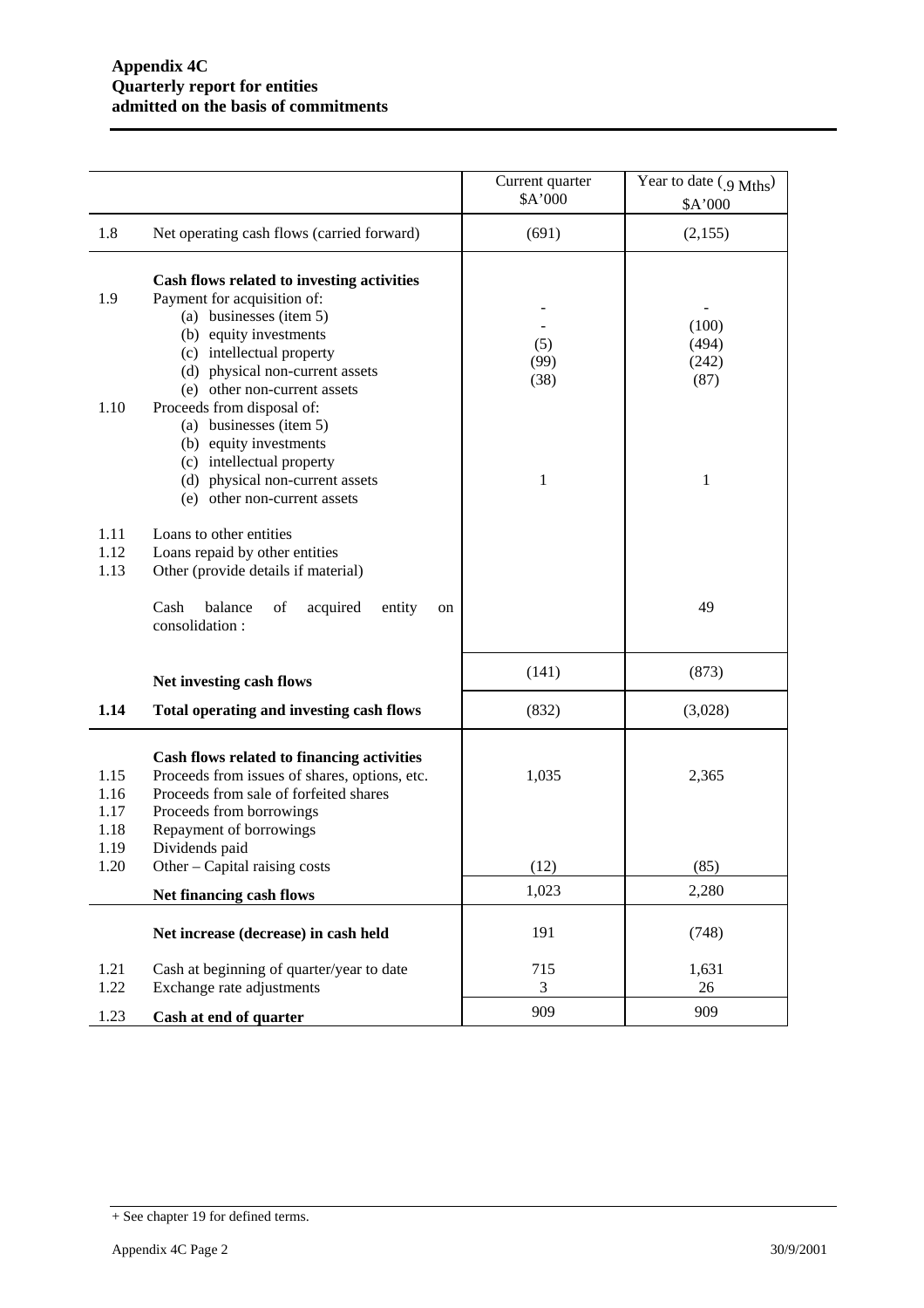**Appendix 4C**
**Quarterly report for entities**
**admitted on the basis of commitments**

| | | Current quarter $A'000 | Year to date (.9 Mths) $A'000 |
|---|---|---|---|
| 1.8 | Net operating cash flows (carried forward) | (691) | (2,155) |
| | **Cash flows related to investing activities** | | |
| 1.9 | Payment for acquisition of: | | |
| | (a) businesses (item 5) | - | - |
| | (b) equity investments | - | (100) |
| | (c) intellectual property | (5) | (494) |
| | (d) physical non-current assets | (99) | (242) |
| | (e) other non-current assets | (38) | (87) |
| 1.10 | Proceeds from disposal of: | | |
| | (a) businesses (item 5) | | |
| | (b) equity investments | | |
| | (c) intellectual property | | |
| | (d) physical non-current assets | 1 | 1 |
| | (e) other non-current assets | | |
| 1.11 | Loans to other entities | | |
| 1.12 | Loans repaid by other entities | | |
| 1.13 | Other (provide details if material) | | |
| | Cash balance of acquired entity on consolidation : | | 49 |
| | **Net investing cash flows** | (141) | (873) |
| **1.14** | **Total operating and investing cash flows** | (832) | (3,028) |
| | **Cash flows related to financing activities** | | |
| 1.15 | Proceeds from issues of shares, options, etc. | 1,035 | 2,365 |
| 1.16 | Proceeds from sale of forfeited shares | | |
| 1.17 | Proceeds from borrowings | | |
| 1.18 | Repayment of borrowings | | |
| 1.19 | Dividends paid | | |
| 1.20 | Other – Capital raising costs | (12) | (85) |
| | **Net financing cash flows** | 1,023 | 2,280 |
| | **Net increase (decrease) in cash held** | 191 | (748) |
| 1.21 | Cash at beginning of quarter/year to date | 715 | 1,631 |
| 1.22 | Exchange rate adjustments | 3 | 26 |
| 1.23 | **Cash at end of quarter** | 909 | 909 |

+ See chapter 19 for defined terms.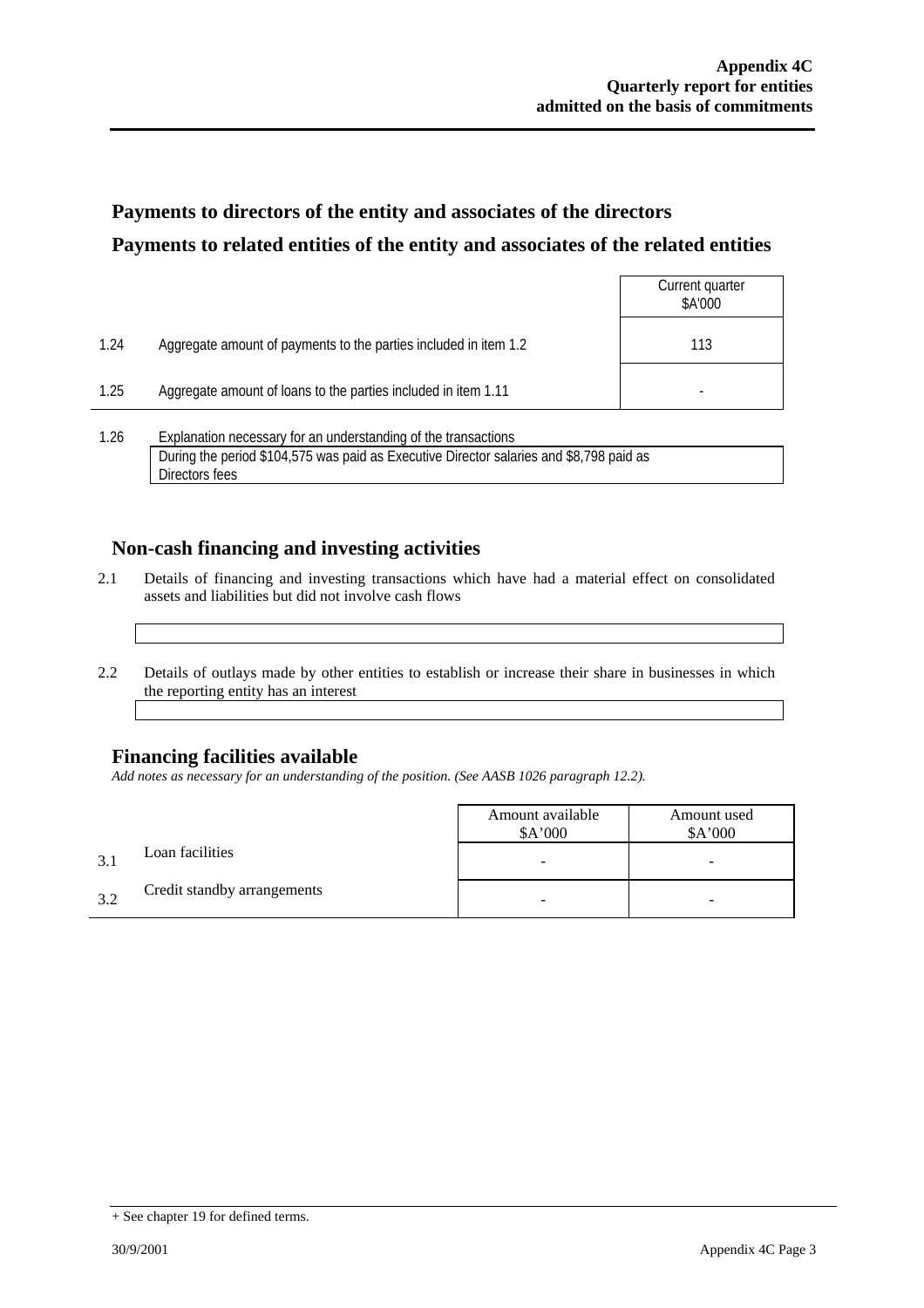## Payments to directors of the entity and associates of the directors

## Payments to related entities of the entity and associates of the related entities

| | | Current quarter $A'000 |
|---|---|---|
| 1.24 | Aggregate amount of payments to the parties included in item 1.2 | 113 |
| 1.25 | Aggregate amount of loans to the parties included in item 1.11 | - |

1.26 Explanation necessary for an understanding of the transactions

During the period $104,575 was paid as Executive Director salaries and $8,798 paid as Directors fees

## Non-cash financing and investing activities

2.1 Details of financing and investing transactions which have had a material effect on consolidated assets and liabilities but did not involve cash flows

2.2 Details of outlays made by other entities to establish or increase their share in businesses in which the reporting entity has an interest

## Financing facilities available

*Add notes as necessary for an understanding of the position. (See AASB 1026 paragraph 12.2).*

| | | Amount available $A'000 | Amount used $A'000 |
|---|---|---|---|
| 3.1 | Loan facilities | - | - |
| 3.2 | Credit standby arrangements | - | - |

+ See chapter 19 for defined terms.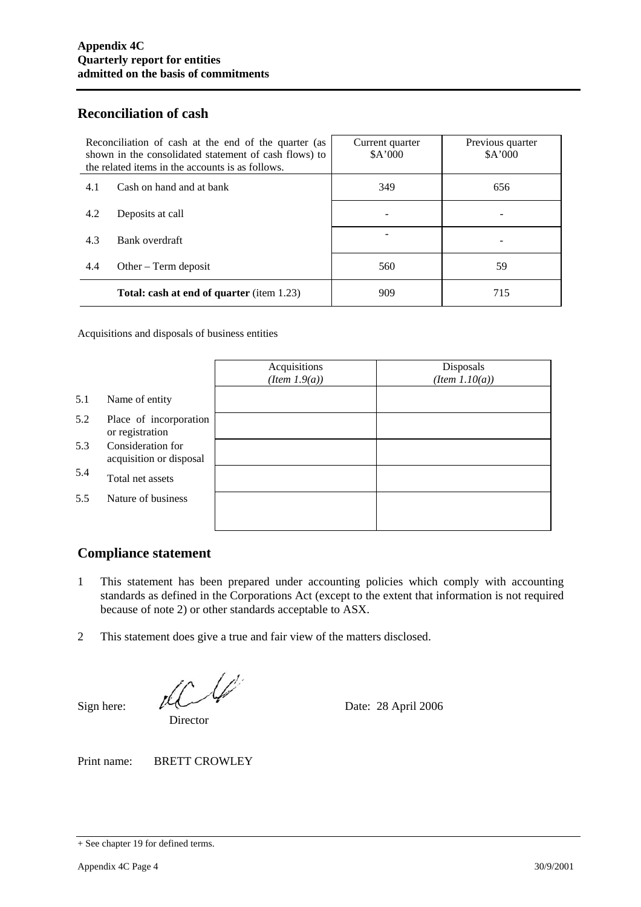## Reconciliation of cash

| Reconciliation of cash at the end of the quarter (as shown in the consolidated statement of cash flows) to the related items in the accounts is as follows. | | Current quarter $A'000 | Previous quarter $A'000 |
|---|---|---|---|
| 4.1 | Cash on hand and at bank | 349 | 656 |
| 4.2 | Deposits at call | - | - |
| 4.3 | Bank overdraft | - | - |
| 4.4 | Other – Term deposit | 560 | 59 |
| | **Total: cash at end of quarter** (item 1.23) | 909 | 715 |

Acquisitions and disposals of business entities

| | | Acquisitions *(Item 1.9(a))* | Disposals *(Item 1.10(a))* |
|---|---|---|---|
| 5.1 | Name of entity | | |
| 5.2 | Place of incorporation or registration | | |
| 5.3 | Consideration for acquisition or disposal | | |
| 5.4 | Total net assets | | |
| 5.5 | Nature of business | | |

## Compliance statement

1. This statement has been prepared under accounting policies which comply with accounting standards as defined in the Corporations Act (except to the extent that information is not required because of note 2) or other standards acceptable to ASX.

2. This statement does give a true and fair view of the matters disclosed.

Sign here: ............................ Date: 28 April 2006
Director

Print name: BRETT CROWLEY

+ See chapter 19 for defined terms.